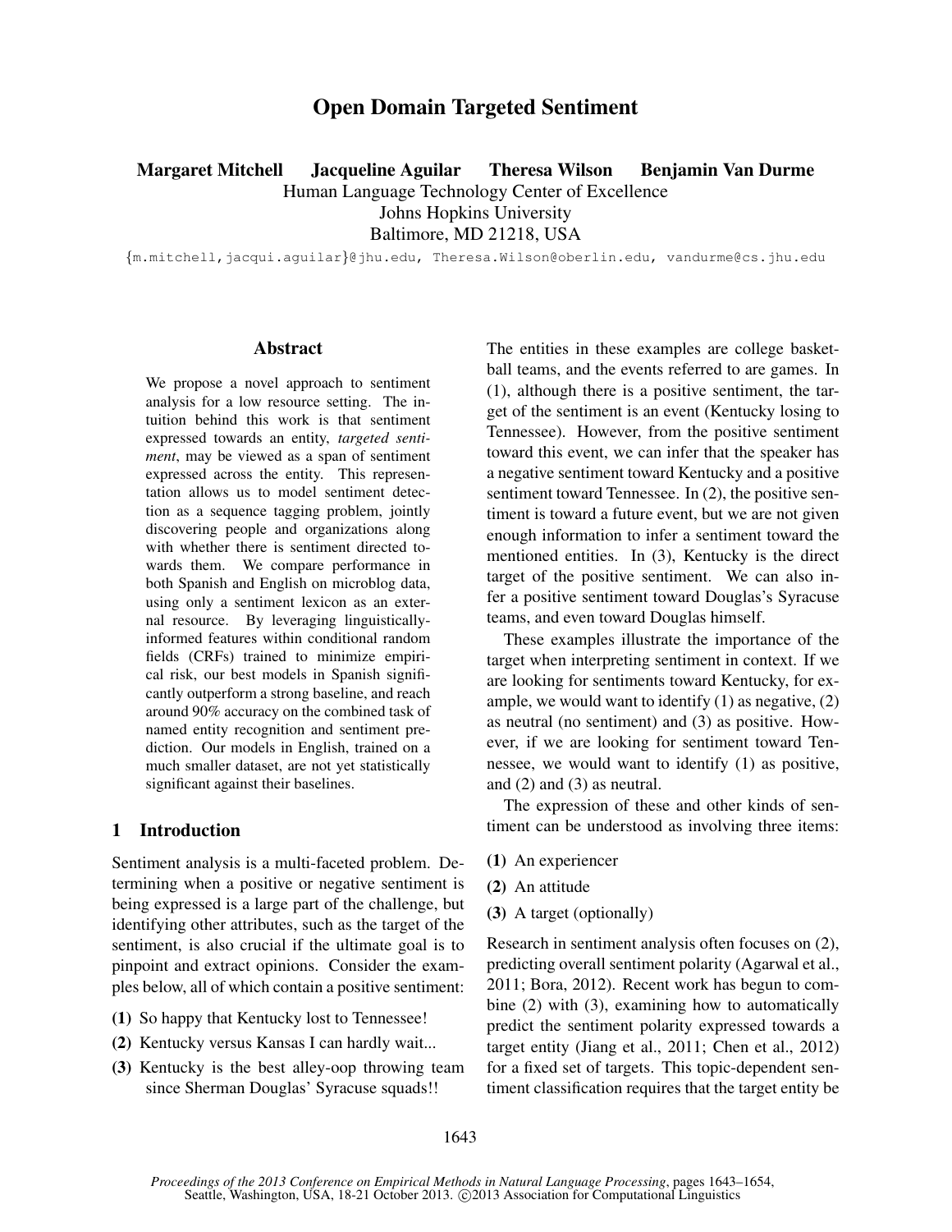# Open Domain Targeted Sentiment

**Margaret Mitchell Jacqueline Aguilar Theresa Wilson Benjamin Van Durme**

Human Language Technology Center of Excellence
Johns Hopkins University
Baltimore, MD 21218, USA

{m.mitchell,jacqui.aguilar}@jhu.edu, Theresa.Wilson@oberlin.edu, vandurme@cs.jhu.edu

## Abstract

We propose a novel approach to sentiment analysis for a low resource setting. The intuition behind this work is that sentiment expressed towards an entity, *targeted sentiment*, may be viewed as a span of sentiment expressed across the entity. This representation allows us to model sentiment detection as a sequence tagging problem, jointly discovering people and organizations along with whether there is sentiment directed towards them. We compare performance in both Spanish and English on microblog data, using only a sentiment lexicon as an external resource. By leveraging linguistically-informed features within conditional random fields (CRFs) trained to minimize empirical risk, our best models in Spanish significantly outperform a strong baseline, and reach around 90% accuracy on the combined task of named entity recognition and sentiment prediction. Our models in English, trained on a much smaller dataset, are not yet statistically significant against their baselines.

## 1 Introduction

Sentiment analysis is a multi-faceted problem. Determining when a positive or negative sentiment is being expressed is a large part of the challenge, but identifying other attributes, such as the target of the sentiment, is also crucial if the ultimate goal is to pinpoint and extract opinions. Consider the examples below, all of which contain a positive sentiment:

**(1)** So happy that Kentucky lost to Tennessee!

**(2)** Kentucky versus Kansas I can hardly wait...

**(3)** Kentucky is the best alley-oop throwing team since Sherman Douglas' Syracuse squads!!

The entities in these examples are college basketball teams, and the events referred to are games. In (1), although there is a positive sentiment, the target of the sentiment is an event (Kentucky losing to Tennessee). However, from the positive sentiment toward this event, we can infer that the speaker has a negative sentiment toward Kentucky and a positive sentiment toward Tennessee. In (2), the positive sentiment is toward a future event, but we are not given enough information to infer a sentiment toward the mentioned entities. In (3), Kentucky is the direct target of the positive sentiment. We can also infer a positive sentiment toward Douglas's Syracuse teams, and even toward Douglas himself.

These examples illustrate the importance of the target when interpreting sentiment in context. If we are looking for sentiments toward Kentucky, for example, we would want to identify (1) as negative, (2) as neutral (no sentiment) and (3) as positive. However, if we are looking for sentiment toward Tennessee, we would want to identify (1) as positive, and (2) and (3) as neutral.

The expression of these and other kinds of sentiment can be understood as involving three items:

**(1)** An experiencer

**(2)** An attitude

**(3)** A target (optionally)

Research in sentiment analysis often focuses on (2), predicting overall sentiment polarity (Agarwal et al., 2011; Bora, 2012). Recent work has begun to combine (2) with (3), examining how to automatically predict the sentiment polarity expressed towards a target entity (Jiang et al., 2011; Chen et al., 2012) for a fixed set of targets. This topic-dependent sentiment classification requires that the target entity be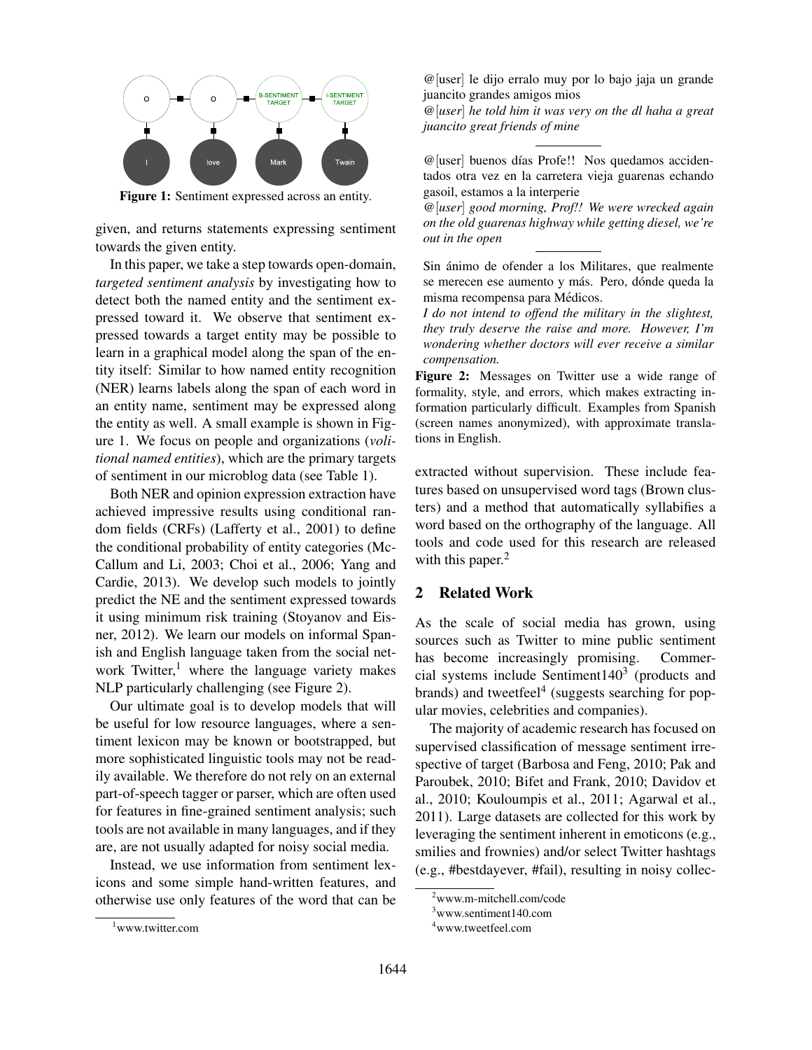Figure 1: Sentiment expressed across an entity.

given, and returns statements expressing sentiment towards the given entity.

In this paper, we take a step towards open-domain, *targeted sentiment analysis* by investigating how to detect both the named entity and the sentiment expressed toward it. We observe that sentiment expressed towards a target entity may be possible to learn in a graphical model along the span of the entity itself: Similar to how named entity recognition (NER) learns labels along the span of each word in an entity name, sentiment may be expressed along the entity as well. A small example is shown in Figure 1. We focus on people and organizations (*volitional named entities*), which are the primary targets of sentiment in our microblog data (see Table 1).

Both NER and opinion expression extraction have achieved impressive results using conditional random fields (CRFs) (Lafferty et al., 2001) to define the conditional probability of entity categories (McCallum and Li, 2003; Choi et al., 2006; Yang and Cardie, 2013). We develop such models to jointly predict the NE and the sentiment expressed towards it using minimum risk training (Stoyanov and Eisner, 2012). We learn our models on informal Spanish and English language taken from the social network Twitter,[1] where the language variety makes NLP particularly challenging (see Figure 2).

Our ultimate goal is to develop models that will be useful for low resource languages, where a sentiment lexicon may be known or bootstrapped, but more sophisticated linguistic tools may not be readily available. We therefore do not rely on an external part-of-speech tagger or parser, which are often used for features in fine-grained sentiment analysis; such tools are not available in many languages, and if they are, are not usually adapted for noisy social media.

Instead, we use information from sentiment lexicons and some simple hand-written features, and otherwise use only features of the word that can be extracted without supervision. These include features based on unsupervised word tags (Brown clusters) and a method that automatically syllabifies a word based on the orthography of the language. All tools and code used for this research are released with this paper.[2]

@[user] le dijo erralo muy por lo bajo jaja un grande juancito grandes amigos mios

*@[user] he told him it was very on the dl haha a great juancito great friends of mine*

---

@[user] buenos días Profe!! Nos quedamos accidentados otra vez en la carretera vieja guarenas echando gasoil, estamos a la interperie

*@[user] good morning, Prof!! We were wrecked again on the old guarenas highway while getting diesel, we're out in the open*

---

Sin ánimo de ofender a los Militares, que realmente se merecen ese aumento y más. Pero, dónde queda la misma recompensa para Médicos.

*I do not intend to offend the military in the slightest, they truly deserve the raise and more. However, I'm wondering whether doctors will ever receive a similar compensation.*

**Figure 2:** Messages on Twitter use a wide range of formality, style, and errors, which makes extracting information particularly difficult. Examples from Spanish (screen names anonymized), with approximate translations in English.

## 2 Related Work

As the scale of social media has grown, using sources such as Twitter to mine public sentiment has become increasingly promising. Commercial systems include Sentiment140[3] (products and brands) and tweetfeel[4] (suggests searching for popular movies, celebrities and companies).

The majority of academic research has focused on supervised classification of message sentiment irrespective of target (Barbosa and Feng, 2010; Pak and Paroubek, 2010; Bifet and Frank, 2010; Davidov et al., 2010; Kouloumpis et al., 2011; Agarwal et al., 2011). Large datasets are collected for this work by leveraging the sentiment inherent in emoticons (e.g., smilies and frownies) and/or select Twitter hashtags (e.g., #bestdayever, #fail), resulting in noisy collec-

[1] www.twitter.com

[2] www.m-mitchell.com/code

[3] www.sentiment140.com

[4] www.tweetfeel.com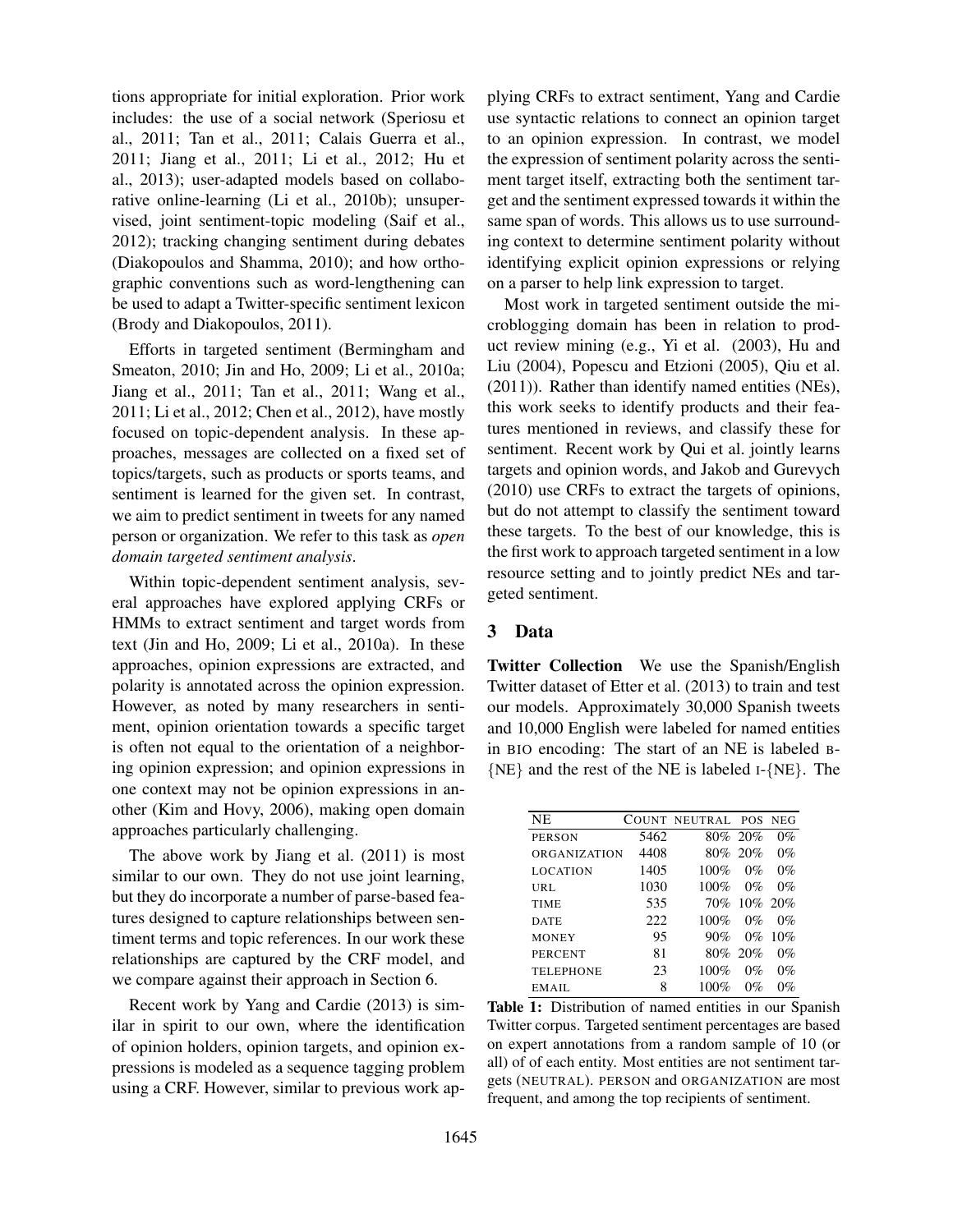tions appropriate for initial exploration. Prior work includes: the use of a social network (Speriosu et al., 2011; Tan et al., 2011; Calais Guerra et al., 2011; Jiang et al., 2011; Li et al., 2012; Hu et al., 2013); user-adapted models based on collaborative online-learning (Li et al., 2010b); unsupervised, joint sentiment-topic modeling (Saif et al., 2012); tracking changing sentiment during debates (Diakopoulos and Shamma, 2010); and how orthographic conventions such as word-lengthening can be used to adapt a Twitter-specific sentiment lexicon (Brody and Diakopoulos, 2011).

Efforts in targeted sentiment (Bermingham and Smeaton, 2010; Jin and Ho, 2009; Li et al., 2010a; Jiang et al., 2011; Tan et al., 2011; Wang et al., 2011; Li et al., 2012; Chen et al., 2012), have mostly focused on topic-dependent analysis. In these approaches, messages are collected on a fixed set of topics/targets, such as products or sports teams, and sentiment is learned for the given set. In contrast, we aim to predict sentiment in tweets for any named person or organization. We refer to this task as *open domain targeted sentiment analysis*.

Within topic-dependent sentiment analysis, several approaches have explored applying CRFs or HMMs to extract sentiment and target words from text (Jin and Ho, 2009; Li et al., 2010a). In these approaches, opinion expressions are extracted, and polarity is annotated across the opinion expression. However, as noted by many researchers in sentiment, opinion orientation towards a specific target is often not equal to the orientation of a neighboring opinion expression; and opinion expressions in one context may not be opinion expressions in another (Kim and Hovy, 2006), making open domain approaches particularly challenging.

The above work by Jiang et al. (2011) is most similar to our own. They do not use joint learning, but they do incorporate a number of parse-based features designed to capture relationships between sentiment terms and topic references. In our work these relationships are captured by the CRF model, and we compare against their approach in Section 6.

Recent work by Yang and Cardie (2013) is similar in spirit to our own, where the identification of opinion holders, opinion targets, and opinion expressions is modeled as a sequence tagging problem using a CRF. However, similar to previous work applying CRFs to extract sentiment, Yang and Cardie use syntactic relations to connect an opinion target to an opinion expression. In contrast, we model the expression of sentiment polarity across the sentiment target itself, extracting both the sentiment target and the sentiment expressed towards it within the same span of words. This allows us to use surrounding context to determine sentiment polarity without identifying explicit opinion expressions or relying on a parser to help link expression to target.

Most work in targeted sentiment outside the microblogging domain has been in relation to product review mining (e.g., Yi et al. (2003), Hu and Liu (2004), Popescu and Etzioni (2005), Qiu et al. (2011)). Rather than identify named entities (NEs), this work seeks to identify products and their features mentioned in reviews, and classify these for sentiment. Recent work by Qui et al. jointly learns targets and opinion words, and Jakob and Gurevych (2010) use CRFs to extract the targets of opinions, but do not attempt to classify the sentiment toward these targets. To the best of our knowledge, this is the first work to approach targeted sentiment in a low resource setting and to jointly predict NEs and targeted sentiment.

## 3 Data

**Twitter Collection** We use the Spanish/English Twitter dataset of Etter et al. (2013) to train and test our models. Approximately 30,000 Spanish tweets and 10,000 English were labeled for named entities in BIO encoding: The start of an NE is labeled B-{NE} and the rest of the NE is labeled I-{NE}. The

| NE | COUNT | NEUTRAL | POS | NEG |
|---|---|---|---|---|
| PERSON | 5462 | 80% | 20% | 0% |
| ORGANIZATION | 4408 | 80% | 20% | 0% |
| LOCATION | 1405 | 100% | 0% | 0% |
| URL | 1030 | 100% | 0% | 0% |
| TIME | 535 | 70% | 10% | 20% |
| DATE | 222 | 100% | 0% | 0% |
| MONEY | 95 | 90% | 0% | 10% |
| PERCENT | 81 | 80% | 20% | 0% |
| TELEPHONE | 23 | 100% | 0% | 0% |
| EMAIL | 8 | 100% | 0% | 0% |

**Table 1:** Distribution of named entities in our Spanish Twitter corpus. Targeted sentiment percentages are based on expert annotations from a random sample of 10 (or all) of of each entity. Most entities are not sentiment targets (NEUTRAL). PERSON and ORGANIZATION are most frequent, and among the top recipients of sentiment.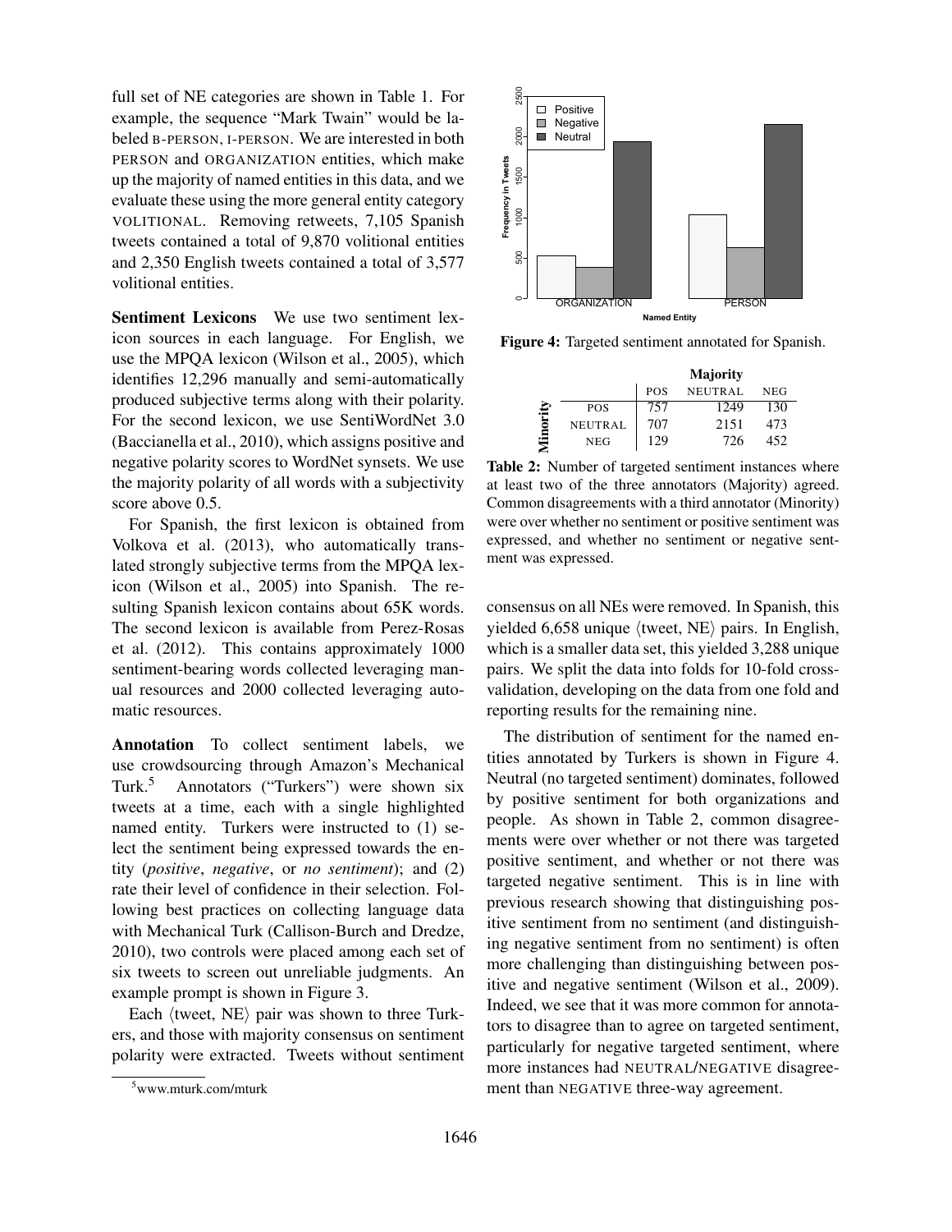full set of NE categories are shown in Table 1. For example, the sequence "Mark Twain" would be labeled B-PERSON, I-PERSON. We are interested in both PERSON and ORGANIZATION entities, which make up the majority of named entities in this data, and we evaluate these using the more general entity category VOLITIONAL. Removing retweets, 7,105 Spanish tweets contained a total of 9,870 volitional entities and 2,350 English tweets contained a total of 3,577 volitional entities.

**Sentiment Lexicons** We use two sentiment lexicon sources in each language. For English, we use the MPQA lexicon (Wilson et al., 2005), which identifies 12,296 manually and semi-automatically produced subjective terms along with their polarity. For the second lexicon, we use SentiWordNet 3.0 (Baccianella et al., 2010), which assigns positive and negative polarity scores to WordNet synsets. We use the majority polarity of all words with a subjectivity score above 0.5.

For Spanish, the first lexicon is obtained from Volkova et al. (2013), who automatically translated strongly subjective terms from the MPQA lexicon (Wilson et al., 2005) into Spanish. The resulting Spanish lexicon contains about 65K words. The second lexicon is available from Perez-Rosas et al. (2012). This contains approximately 1000 sentiment-bearing words collected leveraging manual resources and 2000 collected leveraging automatic resources.

**Annotation** To collect sentiment labels, we use crowdsourcing through Amazon's Mechanical Turk.[5] Annotators ("Turkers") were shown six tweets at a time, each with a single highlighted named entity. Turkers were instructed to (1) select the sentiment being expressed towards the entity (*positive*, *negative*, or *no sentiment*); and (2) rate their level of confidence in their selection. Following best practices on collecting language data with Mechanical Turk (Callison-Burch and Dredze, 2010), two controls were placed among each set of six tweets to screen out unreliable judgments. An example prompt is shown in Figure 3.

Each ⟨tweet, NE⟩ pair was shown to three Turkers, and those with majority consensus on sentiment polarity were extracted. Tweets without sentiment consensus on all NEs were removed. In Spanish, this yielded 6,658 unique ⟨tweet, NE⟩ pairs. In English, which is a smaller data set, this yielded 3,288 unique pairs. We split the data into folds for 10-fold cross-validation, developing on the data from one fold and reporting results for the remaining nine.

[5] www.mturk.com/mturk

**Figure 4:** Targeted sentiment annotated for Spanish.

| | | Majority | | |
|---|---|---|---|---|
| | | POS | NEUTRAL | NEG |
| Minority | POS | 757 | 1249 | 130 |
| | NEUTRAL | 707 | 2151 | 473 |
| | NEG | 129 | 726 | 452 |

**Table 2:** Number of targeted sentiment instances where at least two of the three annotators (Majority) agreed. Common disagreements with a third annotator (Minority) were over whether no sentiment or positive sentiment was expressed, and whether no sentiment or negative sentiment was expressed.

The distribution of sentiment for the named entities annotated by Turkers is shown in Figure 4. Neutral (no targeted sentiment) dominates, followed by positive sentiment for both organizations and people. As shown in Table 2, common disagreements were over whether or not there was targeted positive sentiment, and whether or not there was targeted negative sentiment. This is in line with previous research showing that distinguishing positive sentiment from no sentiment (and distinguishing negative sentiment from no sentiment) is often more challenging than distinguishing between positive and negative sentiment (Wilson et al., 2009). Indeed, we see that it was more common for annotators to disagree than to agree on targeted sentiment, particularly for negative targeted sentiment, where more instances had NEUTRAL/NEGATIVE disagreement than NEGATIVE three-way agreement.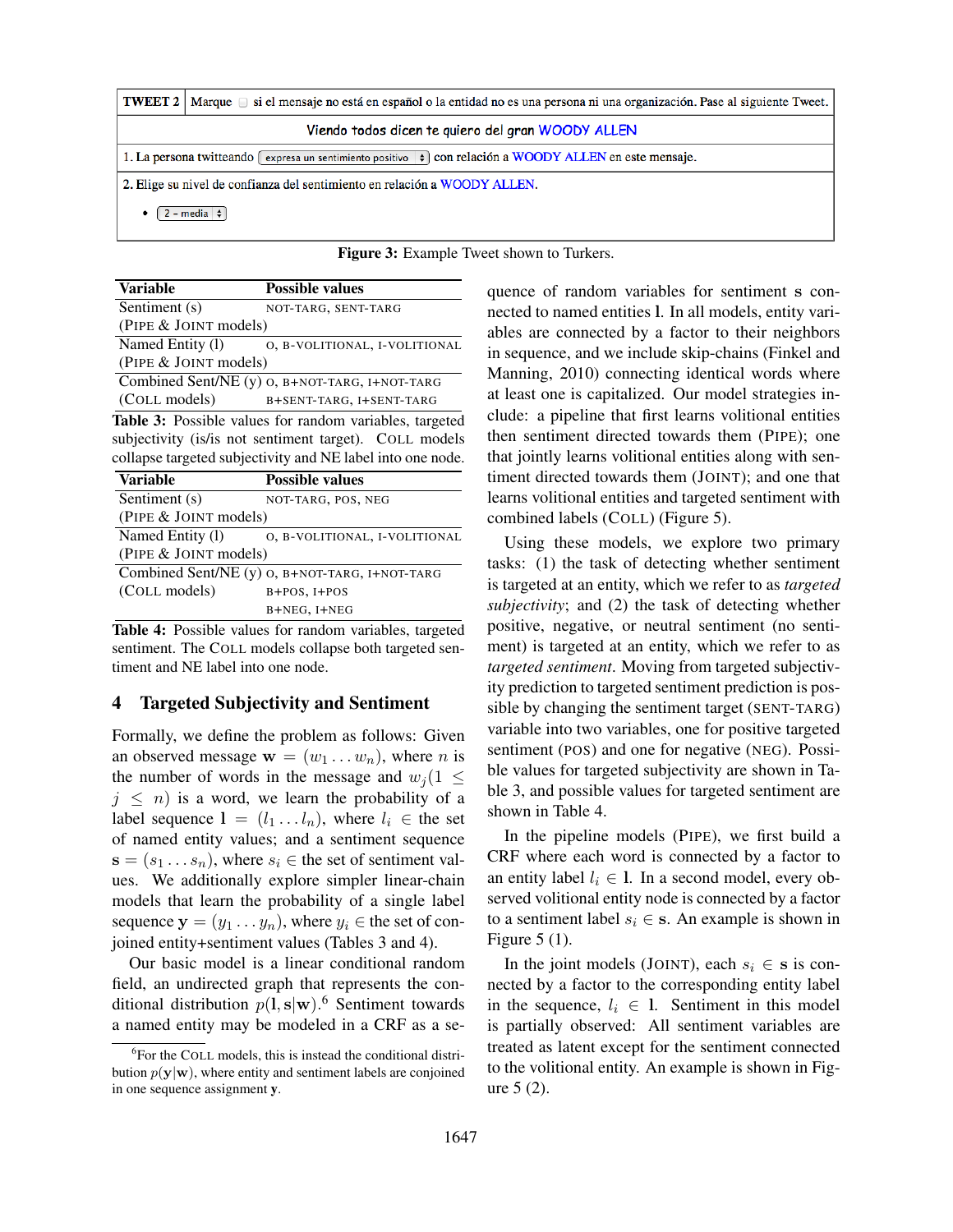| TWEET 2 | Marque ☐ si el mensaje no está en español o la entidad no es una persona ni una organización. Pase al siguiente Tweet. |
|---|---|
| | Viendo todos dicen te quiero del gran WOODY ALLEN |
| | 1. La persona twitteando [expresa un sentimiento positivo] con relación a WOODY ALLEN en este mensaje. |
| | 2. Elige su nivel de confianza del sentimiento en relación a WOODY ALLEN. • [2 - media] |

**Figure 3:** Example Tweet shown to Turkers.

| Variable | Possible values |
|---|---|
| Sentiment (s) (PIPE & JOINT models) | NOT-TARG, SENT-TARG |
| Named Entity (l) (PIPE & JOINT models) | O, B-VOLITIONAL, I-VOLITIONAL |
| Combined Sent/NE (y) (COLL models) | O, B+NOT-TARG, I+NOT-TARG B+SENT-TARG, I+SENT-TARG |

**Table 3:** Possible values for random variables, targeted subjectivity (is/is not sentiment target). COLL models collapse targeted subjectivity and NE label into one node.

| Variable | Possible values |
|---|---|
| Sentiment (s) (PIPE & JOINT models) | NOT-TARG, POS, NEG |
| Named Entity (l) (PIPE & JOINT models) | O, B-VOLITIONAL, I-VOLITIONAL |
| Combined Sent/NE (y) (COLL models) | O, B+NOT-TARG, I+NOT-TARG B+POS, I+POS B+NEG, I+NEG |

**Table 4:** Possible values for random variables, targeted sentiment. The COLL models collapse both targeted sentiment and NE label into one node.

## 4 Targeted Subjectivity and Sentiment

Formally, we define the problem as follows: Given an observed message $\mathbf{w} = (w_1 \dots w_n)$, where $n$ is the number of words in the message and $w_j (1 \leq j \leq n)$ is a word, we learn the probability of a label sequence $\mathbf{l} = (l_1 \dots l_n)$, where $l_i \in$ the set of named entity values; and a sentiment sequence $\mathbf{s} = (s_1 \dots s_n)$, where $s_i \in$ the set of sentiment values. We additionally explore simpler linear-chain models that learn the probability of a single label sequence $\mathbf{y} = (y_1 \dots y_n)$, where $y_i \in$ the set of conjoined entity+sentiment values (Tables 3 and 4).

Our basic model is a linear conditional random field, an undirected graph that represents the conditional distribution $p(\mathbf{l}, \mathbf{s}|\mathbf{w})$.[6] Sentiment towards a named entity may be modeled in a CRF as a sequence of random variables for sentiment $\mathbf{s}$ connected to named entities $\mathbf{l}$. In all models, entity variables are connected by a factor to their neighbors in sequence, and we include skip-chains (Finkel and Manning, 2010) connecting identical words where at least one is capitalized. Our model strategies include: a pipeline that first learns volitional entities then sentiment directed towards them (PIPE); one that jointly learns volitional entities along with sentiment directed towards them (JOINT); and one that learns volitional entities and targeted sentiment with combined labels (COLL) (Figure 5).

Using these models, we explore two primary tasks: (1) the task of detecting whether sentiment is targeted at an entity, which we refer to as *targeted subjectivity*; and (2) the task of detecting whether positive, negative, or neutral sentiment (no sentiment) is targeted at an entity, which we refer to as *targeted sentiment*. Moving from targeted subjectivity prediction to targeted sentiment prediction is possible by changing the sentiment target (SENT-TARG) variable into two variables, one for positive targeted sentiment (POS) and one for negative (NEG). Possible values for targeted subjectivity are shown in Table 3, and possible values for targeted sentiment are shown in Table 4.

In the pipeline models (PIPE), we first build a CRF where each word is connected by a factor to an entity label $l_i \in \mathbf{l}$. In a second model, every observed volitional entity node is connected by a factor to a sentiment label $s_i \in \mathbf{s}$. An example is shown in Figure 5 (1).

In the joint models (JOINT), each $s_i \in \mathbf{s}$ is connected by a factor to the corresponding entity label in the sequence, $l_i \in \mathbf{l}$. Sentiment in this model is partially observed: All sentiment variables are treated as latent except for the sentiment connected to the volitional entity. An example is shown in Figure 5 (2).

[6] For the COLL models, this is instead the conditional distribution $p(\mathbf{y}|\mathbf{w})$, where entity and sentiment labels are conjoined in one sequence assignment $\mathbf{y}$.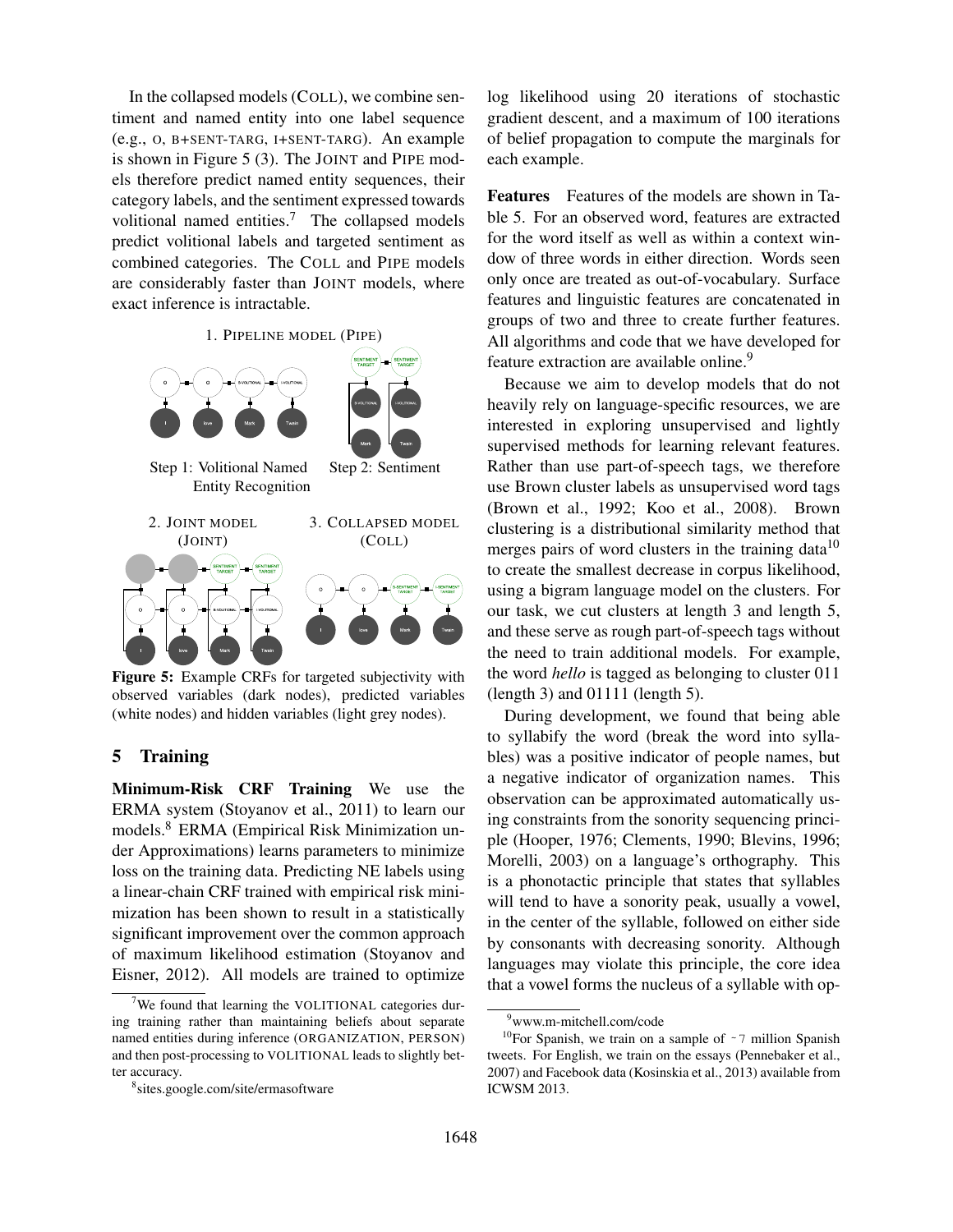In the collapsed models (COLL), we combine sentiment and named entity into one label sequence (e.g., O, B+SENT-TARG, I+SENT-TARG). An example is shown in Figure 5 (3). The JOINT and PIPE models therefore predict named entity sequences, their category labels, and the sentiment expressed towards volitional named entities.[7] The collapsed models predict volitional labels and targeted sentiment as combined categories. The COLL and PIPE models are considerably faster than JOINT models, where exact inference is intractable.

1. PIPELINE MODEL (PIPE)

Step 1: Volitional Named Entity Recognition

Step 2: Sentiment

2. JOINT MODEL (JOINT)

3. COLLAPSED MODEL (COLL)

**Figure 5:** Example CRFs for targeted subjectivity with observed variables (dark nodes), predicted variables (white nodes) and hidden variables (light grey nodes).

## 5 Training

**Minimum-Risk CRF Training** We use the ERMA system (Stoyanov et al., 2011) to learn our models.[8] ERMA (Empirical Risk Minimization under Approximations) learns parameters to minimize loss on the training data. Predicting NE labels using a linear-chain CRF trained with empirical risk minimization has been shown to result in a statistically significant improvement over the common approach of maximum likelihood estimation (Stoyanov and Eisner, 2012). All models are trained to optimize log likelihood using 20 iterations of stochastic gradient descent, and a maximum of 100 iterations of belief propagation to compute the marginals for each example.

**Features** Features of the models are shown in Table 5. For an observed word, features are extracted for the word itself as well as within a context window of three words in either direction. Words seen only once are treated as out-of-vocabulary. Surface features and linguistic features are concatenated in groups of two and three to create further features. All algorithms and code that we have developed for feature extraction are available online.[9]

Because we aim to develop models that do not heavily rely on language-specific resources, we are interested in exploring unsupervised and lightly supervised methods for learning relevant features. Rather than use part-of-speech tags, we therefore use Brown cluster labels as unsupervised word tags (Brown et al., 1992; Koo et al., 2008). Brown clustering is a distributional similarity method that merges pairs of word clusters in the training data[10] to create the smallest decrease in corpus likelihood, using a bigram language model on the clusters. For our task, we cut clusters at length 3 and length 5, and these serve as rough part-of-speech tags without the need to train additional models. For example, the word *hello* is tagged as belonging to cluster 011 (length 3) and 01111 (length 5).

During development, we found that being able to syllabify the word (break the word into syllables) was a positive indicator of people names, but a negative indicator of organization names. This observation can be approximated automatically using constraints from the sonority sequencing principle (Hooper, 1976; Clements, 1990; Blevins, 1996; Morelli, 2003) on a language's orthography. This is a phonotactic principle that states that syllables will tend to have a sonority peak, usually a vowel, in the center of the syllable, followed on either side by consonants with decreasing sonority. Although languages may violate this principle, the core idea that a vowel forms the nucleus of a syllable with op-

[7] We found that learning the VOLITIONAL categories during training rather than maintaining beliefs about separate named entities during inference (ORGANIZATION, PERSON) and then post-processing to VOLITIONAL leads to slightly better accuracy.

[8] sites.google.com/site/ermasoftware

[9] www.m-mitchell.com/code

[10] For Spanish, we train on a sample of ~7 million Spanish tweets. For English, we train on the essays (Pennebaker et al., 2007) and Facebook data (Kosinskia et al., 2013) available from ICWSM 2013.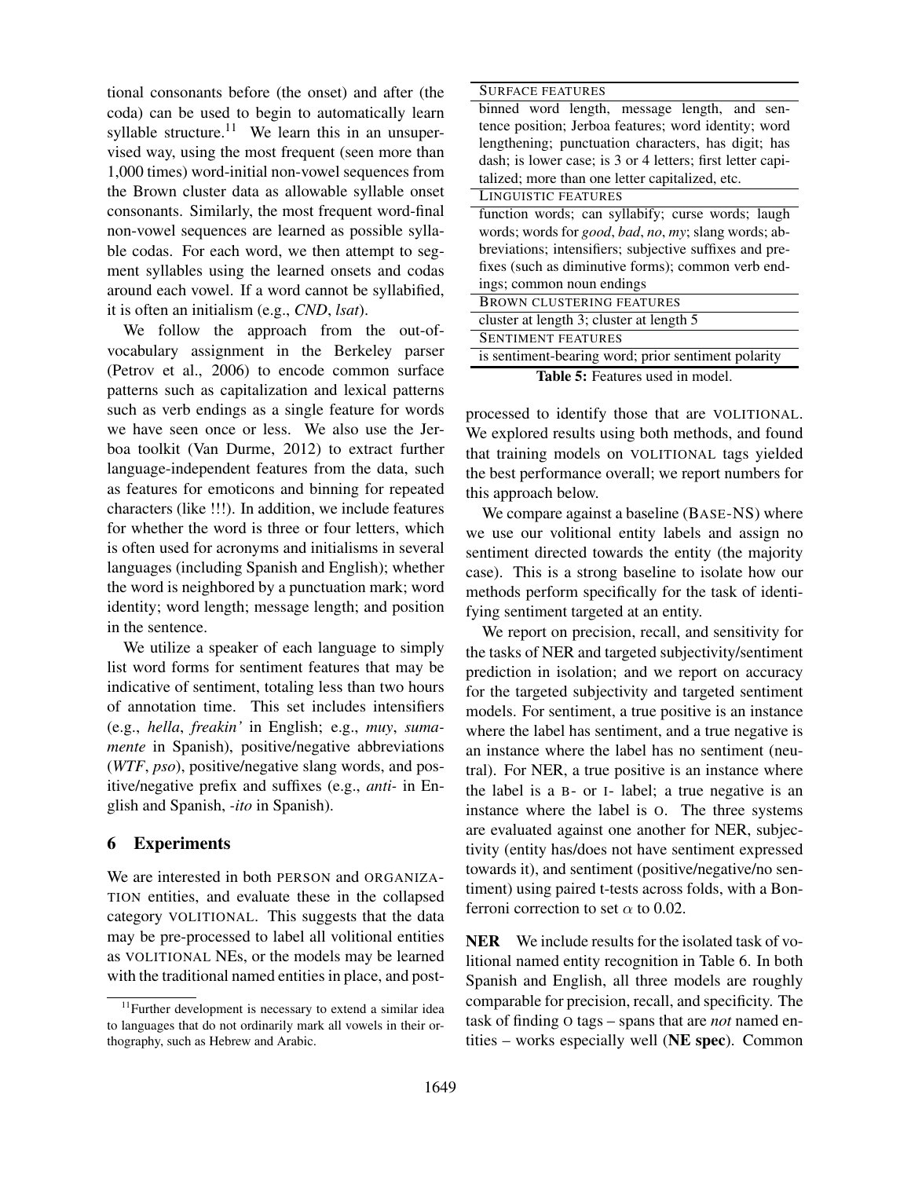tional consonants before (the onset) and after (the coda) can be used to begin to automatically learn syllable structure.[11] We learn this in an unsupervised way, using the most frequent (seen more than 1,000 times) word-initial non-vowel sequences from the Brown cluster data as allowable syllable onset consonants. Similarly, the most frequent word-final non-vowel sequences are learned as possible syllable codas. For each word, we then attempt to segment syllables using the learned onsets and codas around each vowel. If a word cannot be syllabified, it is often an initialism (e.g., *CND*, *lsat*).

We follow the approach from the out-of-vocabulary assignment in the Berkeley parser (Petrov et al., 2006) to encode common surface patterns such as capitalization and lexical patterns such as verb endings as a single feature for words we have seen once or less. We also use the Jerboa toolkit (Van Durme, 2012) to extract further language-independent features from the data, such as features for emoticons and binning for repeated characters (like !!!). In addition, we include features for whether the word is three or four letters, which is often used for acronyms and initialisms in several languages (including Spanish and English); whether the word is neighbored by a punctuation mark; word identity; word length; message length; and position in the sentence.

We utilize a speaker of each language to simply list word forms for sentiment features that may be indicative of sentiment, totaling less than two hours of annotation time. This set includes intensifiers (e.g., *hella*, *freakin'* in English; e.g., *muy*, *sumamente* in Spanish), positive/negative abbreviations (*WTF*, *pso*), positive/negative slang words, and positive/negative prefix and suffixes (e.g., *anti-* in English and Spanish, *-ito* in Spanish).

[11] Further development is necessary to extend a similar idea to languages that do not ordinarily mark all vowels in their orthography, such as Hebrew and Arabic.

| SURFACE FEATURES |
|---|
| binned word length, message length, and sentence position; Jerboa features; word identity; word lengthening; punctuation characters, has digit; has dash; is lower case; is 3 or 4 letters; first letter capitalized; more than one letter capitalized, etc. |
| LINGUISTIC FEATURES |
| function words; can syllabify; curse words; laugh words; words for *good*, *bad*, *no*, *my*; slang words; abbreviations; intensifiers; subjective suffixes and prefixes (such as diminutive forms); common verb endings; common noun endings |
| BROWN CLUSTERING FEATURES |
| cluster at length 3; cluster at length 5 |
| SENTIMENT FEATURES |
| is sentiment-bearing word; prior sentiment polarity |

**Table 5:** Features used in model.

## 6 Experiments

We are interested in both PERSON and ORGANIZATION entities, and evaluate these in the collapsed category VOLITIONAL. This suggests that the data may be pre-processed to label all volitional entities as VOLITIONAL NEs, or the models may be learned with the traditional named entities in place, and post-processed to identify those that are VOLITIONAL. We explored results using both methods, and found that training models on VOLITIONAL tags yielded the best performance overall; we report numbers for this approach below.

We compare against a baseline (BASE-NS) where we use our volitional entity labels and assign no sentiment directed towards the entity (the majority case). This is a strong baseline to isolate how our methods perform specifically for the task of identifying sentiment targeted at an entity.

We report on precision, recall, and sensitivity for the tasks of NER and targeted subjectivity/sentiment prediction in isolation; and we report on accuracy for the targeted subjectivity and targeted sentiment models. For sentiment, a true positive is an instance where the label has sentiment, and a true negative is an instance where the label has no sentiment (neutral). For NER, a true positive is an instance where the label is a B- or I- label; a true negative is an instance where the label is O. The three systems are evaluated against one another for NER, subjectivity (entity has/does not have sentiment expressed towards it), and sentiment (positive/negative/no sentiment) using paired t-tests across folds, with a Bonferroni correction to set $\alpha$ to 0.02.

**NER** We include results for the isolated task of volitional named entity recognition in Table 6. In both Spanish and English, all three models are roughly comparable for precision, recall, and specificity. The task of finding O tags – spans that are *not* named entities – works especially well (**NE spec**). Common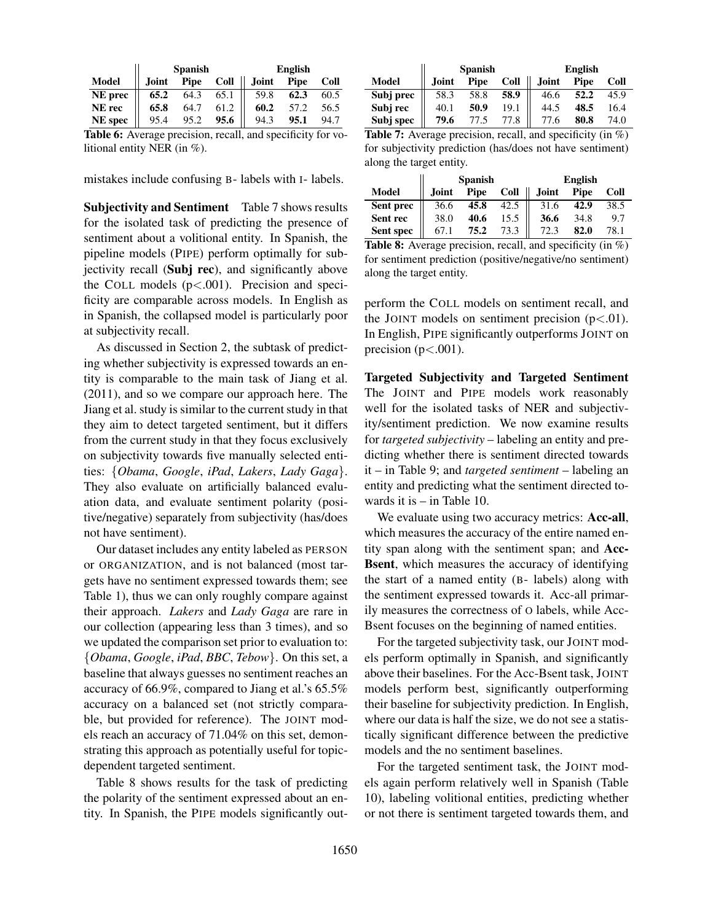| Model | Spanish | | | English | | |
|---|---|---|---|---|---|---|
| | **Joint** | **Pipe** | **Coll** | **Joint** | **Pipe** | **Coll** |
| **NE prec** | **65.2** | 64.3 | 65.1 | 59.8 | **62.3** | 60.5 |
| **NE rec** | **65.8** | 64.7 | 61.2 | **60.2** | 57.2 | 56.5 |
| **NE spec** | 95.4 | 95.2 | **95.6** | 94.3 | **95.1** | 94.7 |

**Table 6:** Average precision, recall, and specificity for volitional entity NER (in %).

mistakes include confusing B- labels with I- labels.

**Subjectivity and Sentiment** Table 7 shows results for the isolated task of predicting the presence of sentiment about a volitional entity. In Spanish, the pipeline models (PIPE) perform optimally for subjectivity recall (**Subj rec**), and significantly above the COLL models (p<.001). Precision and specificity are comparable across models. In English as in Spanish, the collapsed model is particularly poor at subjectivity recall.

As discussed in Section 2, the subtask of predicting whether subjectivity is expressed towards an entity is comparable to the main task of Jiang et al. (2011), and so we compare our approach here. The Jiang et al. study is similar to the current study in that they aim to detect targeted sentiment, but it differs from the current study in that they focus exclusively on subjectivity towards five manually selected entities: {*Obama*, *Google*, *iPad*, *Lakers*, *Lady Gaga*}. They also evaluate on artificially balanced evaluation data, and evaluate sentiment polarity (positive/negative) separately from subjectivity (has/does not have sentiment).

Our dataset includes any entity labeled as PERSON or ORGANIZATION, and is not balanced (most targets have no sentiment expressed towards them; see Table 1), thus we can only roughly compare against their approach. *Lakers* and *Lady Gaga* are rare in our collection (appearing less than 3 times), and so we updated the comparison set prior to evaluation to: {*Obama*, *Google*, *iPad*, *BBC*, *Tebow*}. On this set, a baseline that always guesses no sentiment reaches an accuracy of 66.9%, compared to Jiang et al.'s 65.5% accuracy on a balanced set (not strictly comparable, but provided for reference). The JOINT models reach an accuracy of 71.04% on this set, demonstrating this approach as potentially useful for topic-dependent targeted sentiment.

Table 8 shows results for the task of predicting the polarity of the sentiment expressed about an entity. In Spanish, the PIPE models significantly outperform the COLL models on sentiment recall, and the JOINT models on sentiment precision (p<.01). In English, PIPE significantly outperforms JOINT on precision (p<.001).

| Model | Spanish | | | English | | |
|---|---|---|---|---|---|---|
| | **Joint** | **Pipe** | **Coll** | **Joint** | **Pipe** | **Coll** |
| **Subj prec** | 58.3 | 58.8 | **58.9** | 46.6 | **52.2** | 45.9 |
| **Subj rec** | 40.1 | **50.9** | 19.1 | 44.5 | **48.5** | 16.4 |
| **Subj spec** | **79.6** | 77.5 | 77.8 | 77.6 | **80.8** | 74.0 |

**Table 7:** Average precision, recall, and specificity (in %) for subjectivity prediction (has/does not have sentiment) along the target entity.

| Model | Spanish | | | English | | |
|---|---|---|---|---|---|---|
| | **Joint** | **Pipe** | **Coll** | **Joint** | **Pipe** | **Coll** |
| **Sent prec** | 36.6 | **45.8** | 42.5 | 31.6 | **42.9** | 38.5 |
| **Sent rec** | 38.0 | **40.6** | 15.5 | **36.6** | 34.8 | 9.7 |
| **Sent spec** | 67.1 | **75.2** | 73.3 | 72.3 | **82.0** | 78.1 |

**Table 8:** Average precision, recall, and specificity (in %) for sentiment prediction (positive/negative/no sentiment) along the target entity.

**Targeted Subjectivity and Targeted Sentiment** The JOINT and PIPE models work reasonably well for the isolated tasks of NER and subjectivity/sentiment prediction. We now examine results for *targeted subjectivity* – labeling an entity and predicting whether there is sentiment directed towards it – in Table 9; and *targeted sentiment* – labeling an entity and predicting what the sentiment directed towards it is – in Table 10.

We evaluate using two accuracy metrics: **Acc-all**, which measures the accuracy of the entire named entity span along with the sentiment span; and **Acc-Bsent**, which measures the accuracy of identifying the start of a named entity (B- labels) along with the sentiment expressed towards it. Acc-all primarily measures the correctness of O labels, while Acc-Bsent focuses on the beginning of named entities.

For the targeted subjectivity task, our JOINT models perform optimally in Spanish, and significantly above their baselines. For the Acc-Bsent task, JOINT models perform best, significantly outperforming their baseline for subjectivity prediction. In English, where our data is half the size, we do not see a statistically significant difference between the predictive models and the no sentiment baselines.

For the targeted sentiment task, the JOINT models again perform relatively well in Spanish (Table 10), labeling volitional entities, predicting whether or not there is sentiment targeted towards them, and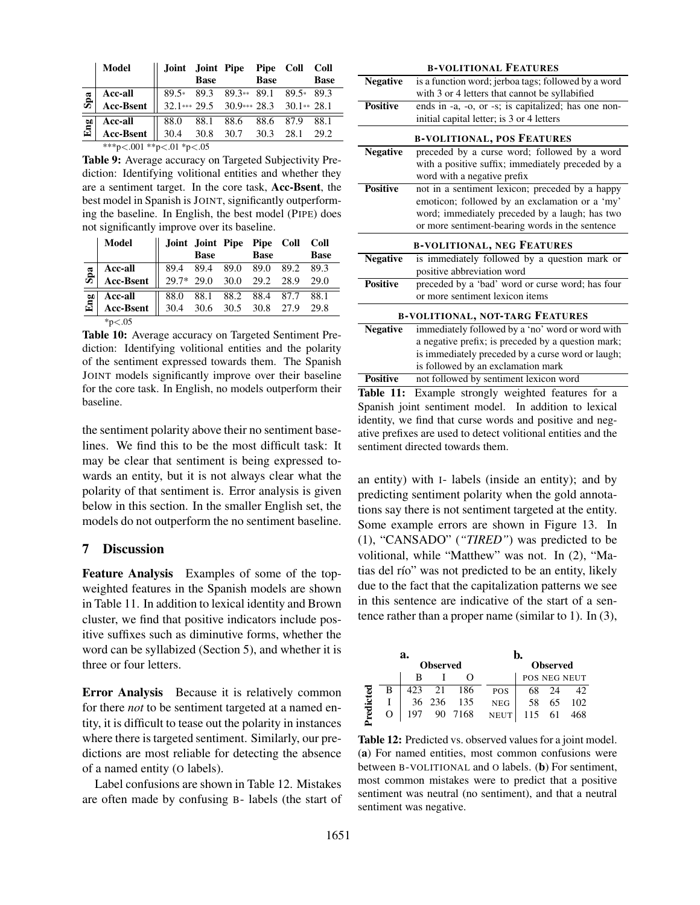| | Model | Joint | Joint Base | Pipe | Pipe Base | Coll | Coll Base |
|---|---|---|---|---|---|---|---|
| Spa | Acc-all | 89.5* | 89.3 | 89.3** | 89.1 | 89.5* | 89.3 |
| Spa | Acc-Bsent | 32.1*** | 29.5 | 30.9*** | 28.3 | 30.1** | 28.1 |
| Eng | Acc-all | 88.0 | 88.1 | 88.6 | 88.6 | 87.9 | 88.1 |
| Eng | Acc-Bsent | 30.4 | 30.8 | 30.7 | 30.3 | 28.1 | 29.2 |

***p<.001 **p<.01 *p<.05

**Table 9:** Average accuracy on Targeted Subjectivity Prediction: Identifying volitional entities and whether they are a sentiment target. In the core task, **Acc-Bsent**, the best model in Spanish is JOINT, significantly outperforming the baseline. In English, the best model (PIPE) does not significantly improve over its baseline.

| | Model | Joint | Joint Base | Pipe | Pipe Base | Coll | Coll Base |
|---|---|---|---|---|---|---|---|
| Spa | Acc-all | 89.4 | 89.4 | 89.0 | 89.0 | 89.2 | 89.3 |
| Spa | Acc-Bsent | 29.7* | 29.0 | 30.0 | 29.2 | 28.9 | 29.0 |
| Eng | Acc-all | 88.0 | 88.1 | 88.2 | 88.4 | 87.7 | 88.1 |
| Eng | Acc-Bsent | 30.4 | 30.6 | 30.5 | 30.8 | 27.9 | 29.8 |

*p<.05

**Table 10:** Average accuracy on Targeted Sentiment Prediction: Identifying volitional entities and the polarity of the sentiment expressed towards them. The Spanish JOINT models significantly improve over their baseline for the core task. In English, no models outperform their baseline.

the sentiment polarity above their no sentiment baselines. We find this to be the most difficult task: It may be clear that sentiment is being expressed towards an entity, but it is not always clear what the polarity of that sentiment is. Error analysis is given below in this section. In the smaller English set, the models do not outperform the no sentiment baseline.

## 7 Discussion

**Feature Analysis** Examples of some of the top-weighted features in the Spanish models are shown in Table 11. In addition to lexical identity and Brown cluster, we find that positive indicators include positive suffixes such as diminutive forms, whether the word can be syllabized (Section 5), and whether it is three or four letters.

**Error Analysis** Because it is relatively common for there *not* to be sentiment targeted at a named entity, it is difficult to tease out the polarity in instances where there is targeted sentiment. Similarly, our predictions are most reliable for detecting the absence of a named entity (O labels).

Label confusions are shown in Table 12. Mistakes are often made by confusing B- labels (the start of an entity) with I- labels (inside an entity); and by predicting sentiment polarity when the gold annotations say there is not sentiment targeted at the entity. Some example errors are shown in Figure 13. In (1), "CANSADO" (*"TIRED"*) was predicted to be volitional, while "Matthew" was not. In (2), "Matias del río" was not predicted to be an entity, likely due to the fact that the capitalization patterns we see in this sentence are indicative of the start of a sentence rather than a proper name (similar to 1). In (3),

| B-VOLITIONAL FEATURES | |
|---|---|
| **Negative** | is a function word; jerboa tags; followed by a word with 3 or 4 letters that cannot be syllabified |
| **Positive** | ends in -a, -o, or -s; is capitalized; has one non-initial capital letter; is 3 or 4 letters |
| **B-VOLITIONAL, POS FEATURES** | |
| **Negative** | preceded by a curse word; followed by a word with a positive suffix; immediately preceded by a word with a negative prefix |
| **Positive** | not in a sentiment lexicon; preceded by a happy emoticon; followed by an exclamation or a 'my' word; immediately preceded by a laugh; has two or more sentiment-bearing words in the sentence |
| **B-VOLITIONAL, NEG FEATURES** | |
| **Negative** | is immediately followed by a question mark or positive abbreviation word |
| **Positive** | preceded by a 'bad' word or curse word; has four or more sentiment lexicon items |
| **B-VOLITIONAL, NOT-TARG FEATURES** | |
| **Negative** | immediately followed by a 'no' word or word with a negative prefix; is preceded by a question mark; is immediately preceded by a curse word or laugh; is followed by an exclamation mark |
| **Positive** | not followed by sentiment lexicon word |

**Table 11:** Example strongly weighted features for a Spanish joint sentiment model. In addition to lexical identity, we find that curse words and positive and negative prefixes are used to detect volitional entities and the sentiment directed towards them.

**a.**

| Predicted \ Observed | B | I | O |
|---|---|---|---|
| B | 423 | 21 | 186 |
| I | 36 | 236 | 135 |
| O | 197 | 90 | 7168 |

**b.**

| Predicted \ Observed | POS | NEG | NEUT |
|---|---|---|---|
| POS | 68 | 24 | 42 |
| NEG | 58 | 65 | 102 |
| NEUT | 115 | 61 | 468 |

**Table 12:** Predicted vs. observed values for a joint model. (**a**) For named entities, most common confusions were between B-VOLITIONAL and O labels. (**b**) For sentiment, most common mistakes were to predict that a positive sentiment was neutral (no sentiment), and that a neutral sentiment was negative.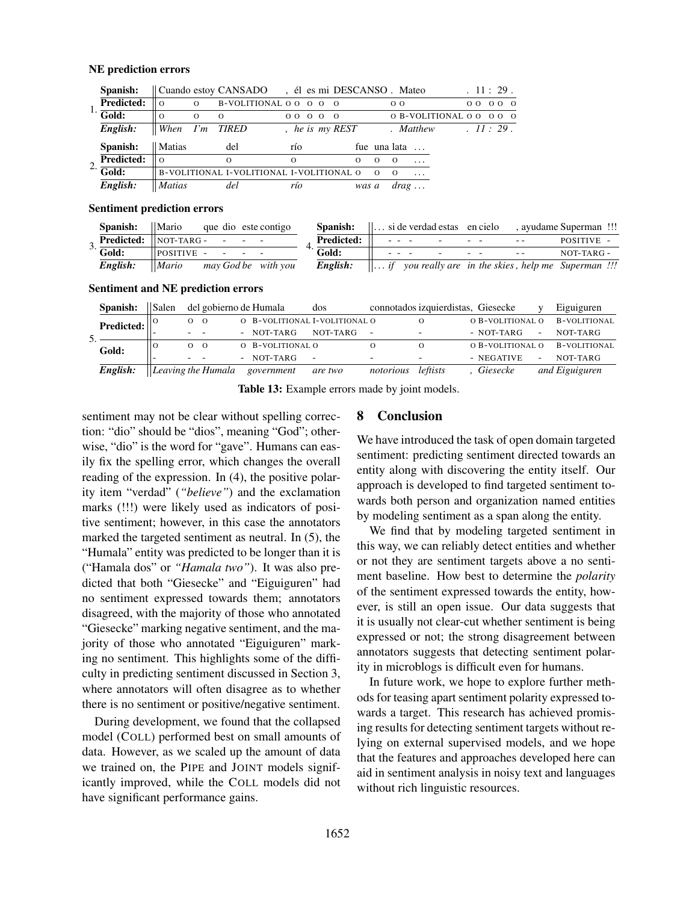**NE prediction errors**

| | | | | | | | | | | | | | | | | | | | | | | |
|---|---|---|---|---|---|---|---|---|---|---|---|---|---|---|---|---|---|---|---|---|---|---|
| 1. | **Spanish:** | Cuando | estoy | CANSADO | , | él | es | mi | DESCANSO | . | Mateo | | . | 11 | : | 29 | . |
| | **Predicted:** | O | O | B-VOLITIONAL | O | O | O | O | O | O | O | | O | O | O | O | O |
| | **Gold:** | O | O | O | O | O | O | O | O | O | B-VOLITIONAL | | O | O | O | O | O |
| | ***English:*** | *When* | *I'm* | *TIRED* | *,* | *he* | *is* | *my* | *REST* | *.* | *Matthew* | | *.* | *11* | *:* | *29* | *.* |

| | | | | | | | | |
|---|---|---|---|---|---|---|---|---|
| 2. | **Spanish:** | Matias | del | río | fue | una | lata | … |
| | **Predicted:** | O | O | O | O | O | O | … |
| | **Gold:** | B-VOLITIONAL | I-VOLITIONAL | I-VOLITIONAL | O | O | O | … |
| | ***English:*** | *Matias* | *del* | *río* | *was* | *a* | *drag* | *…* |

**Sentiment prediction errors**

| | | | | | | |
|---|---|---|---|---|---|---|
| 3. | **Spanish:** | Mario | que | dio | este | contigo |
| | **Predicted:** | NOT-TARG | - | - | - | - |
| | **Gold:** | POSITIVE | - | - | - | - |
| | ***English:*** | *Mario* | *may* | *God* | *be* | *with you* |

| | | | | | | | | | | | | | | |
|---|---|---|---|---|---|---|---|---|---|---|---|---|---|---|
| 4. | **Spanish:** | … | si | de | verdad | estas | en | cielo | , | ayudame | Superman | !!! |
| | **Predicted:** | | - | - | - | - | - | - | - | - | POSITIVE | - |
| | **Gold:** | | - | - | - | - | - | - | - | - | NOT-TARG | - |
| | ***English:*** | *…* | *if* | *you* | *really* | *are* | *in the* | *skies* | *,* | *help me* | *Superman* | *!!!* |

**Sentiment and NE prediction errors**

| | | | | | | | | | | | | | |
|---|---|---|---|---|---|---|---|---|---|---|---|---|---|
| 5. | **Spanish:** | Salen | del | gobierno | de | Humala | dos | connotados | izquierdistas | , | Giesecke | y | Eiguiguren |
| | **Predicted:** | O | O | O | O | B-VOLITIONAL | I-VOLITIONAL | O | O | O | B-VOLITIONAL | O | B-VOLITIONAL |
| | | - | - | - | - | NOT-TARG | NOT-TARG | - | - | - | NOT-TARG | - | NOT-TARG |
| | **Gold:** | O | O | O | O | B-VOLITIONAL | O | O | O | O | B-VOLITIONAL | O | B-VOLITIONAL |
| | | - | - | - | - | NOT-TARG | - | - | - | - | NEGATIVE | - | NOT-TARG |
| | ***English:*** | *Leaving* | *the* | *Humala* | | *government* | *are two* | *notorious* | *leftists* | *,* | *Giesecke* | *and* | *Eiguiguren* |

**Table 13:** Example errors made by joint models.

sentiment may not be clear without spelling correction: "dio" should be "dios", meaning "God"; otherwise, "dio" is the word for "gave". Humans can easily fix the spelling error, which changes the overall reading of the expression. In (4), the positive polarity item "verdad" (*"believe"*) and the exclamation marks (!!!) were likely used as indicators of positive sentiment; however, in this case the annotators marked the targeted sentiment as neutral. In (5), the "Humala" entity was predicted to be longer than it is ("Hamala dos" or *"Hamala two"*). It was also predicted that both "Giesecke" and "Eiguiguren" had no sentiment expressed towards them; annotators disagreed, with the majority of those who annotated "Giesecke" marking negative sentiment, and the majority of those who annotated "Eiguiguren" marking no sentiment. This highlights some of the difficulty in predicting sentiment discussed in Section 3, where annotators will often disagree as to whether there is no sentiment or positive/negative sentiment.

During development, we found that the collapsed model (COLL) performed best on small amounts of data. However, as we scaled up the amount of data we trained on, the PIPE and JOINT models significantly improved, while the COLL models did not have significant performance gains.

## 8 Conclusion

We have introduced the task of open domain targeted sentiment: predicting sentiment directed towards an entity along with discovering the entity itself. Our approach is developed to find targeted sentiment towards both person and organization named entities by modeling sentiment as a span along the entity.

We find that by modeling targeted sentiment in this way, we can reliably detect entities and whether or not they are sentiment targets above a no sentiment baseline. How best to determine the *polarity* of the sentiment expressed towards the entity, however, is still an open issue. Our data suggests that it is usually not clear-cut whether sentiment is being expressed or not; the strong disagreement between annotators suggests that detecting sentiment polarity in microblogs is difficult even for humans.

In future work, we hope to explore further methods for teasing apart sentiment polarity expressed towards a target. This research has achieved promising results for detecting sentiment targets without relying on external supervised models, and we hope that the features and approaches developed here can aid in sentiment analysis in noisy text and languages without rich linguistic resources.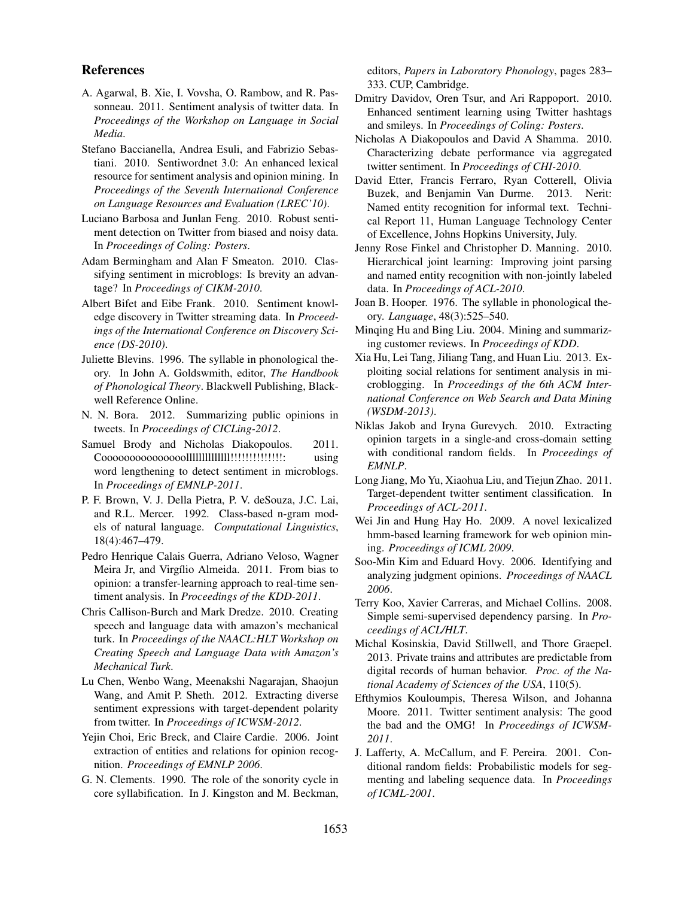## References

A. Agarwal, B. Xie, I. Vovsha, O. Rambow, and R. Passonneau. 2011. Sentiment analysis of twitter data. In *Proceedings of the Workshop on Language in Social Media*.

Stefano Baccianella, Andrea Esuli, and Fabrizio Sebastiani. 2010. Sentiwordnet 3.0: An enhanced lexical resource for sentiment analysis and opinion mining. In *Proceedings of the Seventh International Conference on Language Resources and Evaluation (LREC'10)*.

Luciano Barbosa and Junlan Feng. 2010. Robust sentiment detection on Twitter from biased and noisy data. In *Proceedings of Coling: Posters*.

Adam Bermingham and Alan F Smeaton. 2010. Classifying sentiment in microblogs: Is brevity an advantage? In *Proceedings of CIKM-2010*.

Albert Bifet and Eibe Frank. 2010. Sentiment knowledge discovery in Twitter streaming data. In *Proceedings of the International Conference on Discovery Science (DS-2010)*.

Juliette Blevins. 1996. The syllable in phonological theory. In John A. Goldswmith, editor, *The Handbook of Phonological Theory*. Blackwell Publishing, Blackwell Reference Online.

N. N. Bora. 2012. Summarizing public opinions in tweets. In *Proceedings of CICLing-2012*.

Samuel Brody and Nicholas Diakopoulos. 2011. Cooooooooooooooollllllllllllll!!!!!!!!!!!!!!: using word lengthening to detect sentiment in microblogs. In *Proceedings of EMNLP-2011*.

P. F. Brown, V. J. Della Pietra, P. V. deSouza, J.C. Lai, and R.L. Mercer. 1992. Class-based n-gram models of natural language. *Computational Linguistics*, 18(4):467–479.

Pedro Henrique Calais Guerra, Adriano Veloso, Wagner Meira Jr, and Virgílio Almeida. 2011. From bias to opinion: a transfer-learning approach to real-time sentiment analysis. In *Proceedings of the KDD-2011*.

Chris Callison-Burch and Mark Dredze. 2010. Creating speech and language data with amazon's mechanical turk. In *Proceedings of the NAACL:HLT Workshop on Creating Speech and Language Data with Amazon's Mechanical Turk*.

Lu Chen, Wenbo Wang, Meenakshi Nagarajan, Shaojun Wang, and Amit P. Sheth. 2012. Extracting diverse sentiment expressions with target-dependent polarity from twitter. In *Proceedings of ICWSM-2012*.

Yejin Choi, Eric Breck, and Claire Cardie. 2006. Joint extraction of entities and relations for opinion recognition. *Proceedings of EMNLP 2006*.

G. N. Clements. 1990. The role of the sonority cycle in core syllabification. In J. Kingston and M. Beckman, editors, *Papers in Laboratory Phonology*, pages 283–333. CUP, Cambridge.

Dmitry Davidov, Oren Tsur, and Ari Rappoport. 2010. Enhanced sentiment learning using Twitter hashtags and smileys. In *Proceedings of Coling: Posters*.

Nicholas A Diakopoulos and David A Shamma. 2010. Characterizing debate performance via aggregated twitter sentiment. In *Proceedings of CHI-2010*.

David Etter, Francis Ferraro, Ryan Cotterell, Olivia Buzek, and Benjamin Van Durme. 2013. Nerit: Named entity recognition for informal text. Technical Report 11, Human Language Technology Center of Excellence, Johns Hopkins University, July.

Jenny Rose Finkel and Christopher D. Manning. 2010. Hierarchical joint learning: Improving joint parsing and named entity recognition with non-jointly labeled data. In *Proceedings of ACL-2010*.

Joan B. Hooper. 1976. The syllable in phonological theory. *Language*, 48(3):525–540.

Minqing Hu and Bing Liu. 2004. Mining and summarizing customer reviews. In *Proceedings of KDD*.

Xia Hu, Lei Tang, Jiliang Tang, and Huan Liu. 2013. Exploiting social relations for sentiment analysis in microblogging. In *Proceedings of the 6th ACM International Conference on Web Search and Data Mining (WSDM-2013)*.

Niklas Jakob and Iryna Gurevych. 2010. Extracting opinion targets in a single-and cross-domain setting with conditional random fields. In *Proceedings of EMNLP*.

Long Jiang, Mo Yu, Xiaohua Liu, and Tiejun Zhao. 2011. Target-dependent twitter sentiment classification. In *Proceedings of ACL-2011*.

Wei Jin and Hung Hay Ho. 2009. A novel lexicalized hmm-based learning framework for web opinion mining. *Proceedings of ICML 2009*.

Soo-Min Kim and Eduard Hovy. 2006. Identifying and analyzing judgment opinions. *Proceedings of NAACL 2006*.

Terry Koo, Xavier Carreras, and Michael Collins. 2008. Simple semi-supervised dependency parsing. In *Proceedings of ACL/HLT*.

Michal Kosinskia, David Stillwell, and Thore Graepel. 2013. Private trains and attributes are predictable from digital records of human behavior. *Proc. of the National Academy of Sciences of the USA*, 110(5).

Efthymios Kouloumpis, Theresa Wilson, and Johanna Moore. 2011. Twitter sentiment analysis: The good the bad and the OMG! In *Proceedings of ICWSM-2011*.

J. Lafferty, A. McCallum, and F. Pereira. 2001. Conditional random fields: Probabilistic models for segmenting and labeling sequence data. In *Proceedings of ICML-2001*.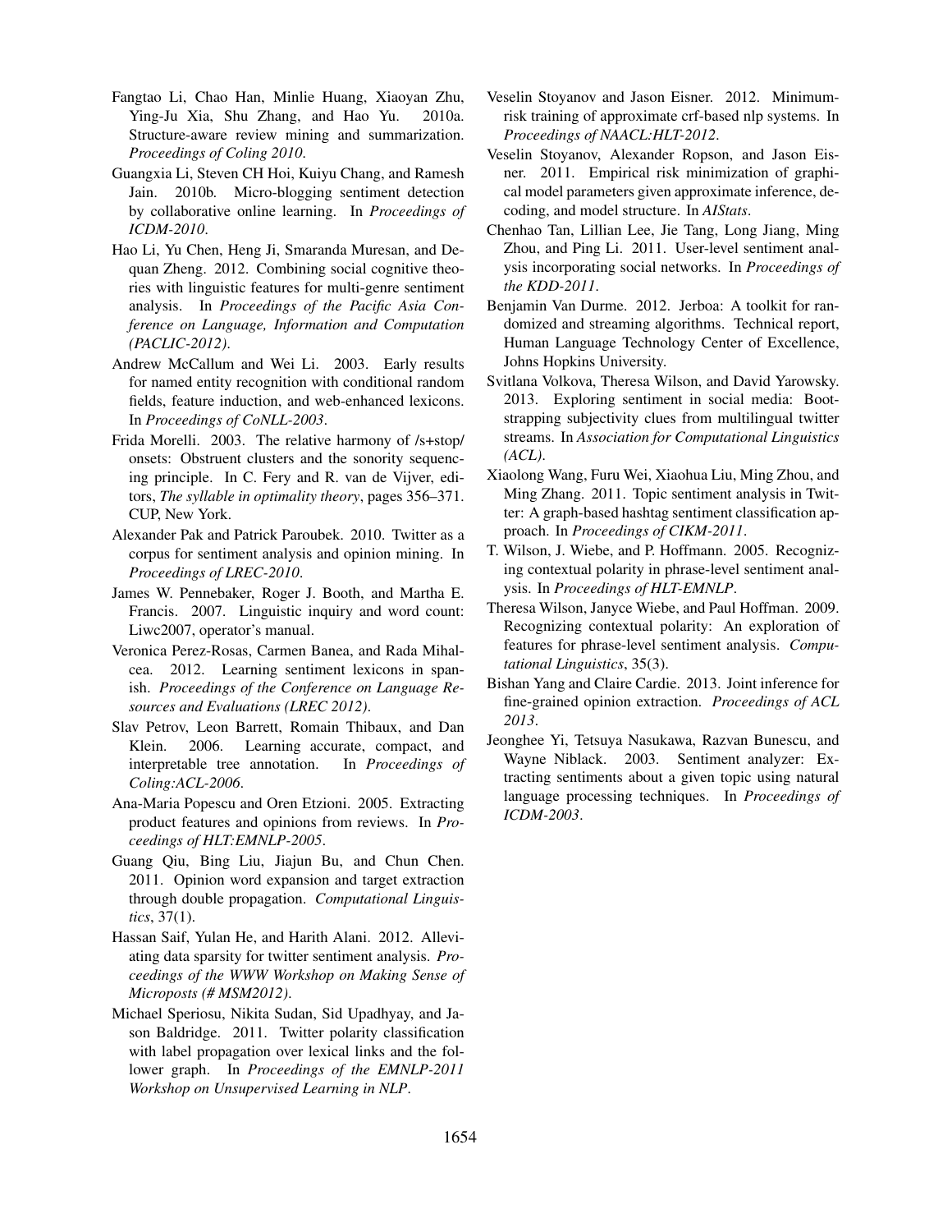Fangtao Li, Chao Han, Minlie Huang, Xiaoyan Zhu, Ying-Ju Xia, Shu Zhang, and Hao Yu. 2010a. Structure-aware review mining and summarization. *Proceedings of Coling 2010*.

Guangxia Li, Steven CH Hoi, Kuiyu Chang, and Ramesh Jain. 2010b. Micro-blogging sentiment detection by collaborative online learning. In *Proceedings of ICDM-2010*.

Hao Li, Yu Chen, Heng Ji, Smaranda Muresan, and Dequan Zheng. 2012. Combining social cognitive theories with linguistic features for multi-genre sentiment analysis. In *Proceedings of the Pacific Asia Conference on Language, Information and Computation (PACLIC-2012)*.

Andrew McCallum and Wei Li. 2003. Early results for named entity recognition with conditional random fields, feature induction, and web-enhanced lexicons. In *Proceedings of CoNLL-2003*.

Frida Morelli. 2003. The relative harmony of /s+stop/ onsets: Obstruent clusters and the sonority sequencing principle. In C. Fery and R. van de Vijver, editors, *The syllable in optimality theory*, pages 356–371. CUP, New York.

Alexander Pak and Patrick Paroubek. 2010. Twitter as a corpus for sentiment analysis and opinion mining. In *Proceedings of LREC-2010*.

James W. Pennebaker, Roger J. Booth, and Martha E. Francis. 2007. Linguistic inquiry and word count: Liwc2007, operator's manual.

Veronica Perez-Rosas, Carmen Banea, and Rada Mihalcea. 2012. Learning sentiment lexicons in spanish. *Proceedings of the Conference on Language Resources and Evaluations (LREC 2012)*.

Slav Petrov, Leon Barrett, Romain Thibaux, and Dan Klein. 2006. Learning accurate, compact, and interpretable tree annotation. In *Proceedings of Coling:ACL-2006*.

Ana-Maria Popescu and Oren Etzioni. 2005. Extracting product features and opinions from reviews. In *Proceedings of HLT:EMNLP-2005*.

Guang Qiu, Bing Liu, Jiajun Bu, and Chun Chen. 2011. Opinion word expansion and target extraction through double propagation. *Computational Linguistics*, 37(1).

Hassan Saif, Yulan He, and Harith Alani. 2012. Alleviating data sparsity for twitter sentiment analysis. *Proceedings of the WWW Workshop on Making Sense of Microposts (# MSM2012)*.

Michael Speriosu, Nikita Sudan, Sid Upadhyay, and Jason Baldridge. 2011. Twitter polarity classification with label propagation over lexical links and the follower graph. In *Proceedings of the EMNLP-2011 Workshop on Unsupervised Learning in NLP*.

Veselin Stoyanov and Jason Eisner. 2012. Minimum-risk training of approximate crf-based nlp systems. In *Proceedings of NAACL:HLT-2012*.

Veselin Stoyanov, Alexander Ropson, and Jason Eisner. 2011. Empirical risk minimization of graphical model parameters given approximate inference, decoding, and model structure. In *AIStats*.

Chenhao Tan, Lillian Lee, Jie Tang, Long Jiang, Ming Zhou, and Ping Li. 2011. User-level sentiment analysis incorporating social networks. In *Proceedings of the KDD-2011*.

Benjamin Van Durme. 2012. Jerboa: A toolkit for randomized and streaming algorithms. Technical report, Human Language Technology Center of Excellence, Johns Hopkins University.

Svitlana Volkova, Theresa Wilson, and David Yarowsky. 2013. Exploring sentiment in social media: Bootstrapping subjectivity clues from multilingual twitter streams. In *Association for Computational Linguistics (ACL)*.

Xiaolong Wang, Furu Wei, Xiaohua Liu, Ming Zhou, and Ming Zhang. 2011. Topic sentiment analysis in Twitter: A graph-based hashtag sentiment classification approach. In *Proceedings of CIKM-2011*.

T. Wilson, J. Wiebe, and P. Hoffmann. 2005. Recognizing contextual polarity in phrase-level sentiment analysis. In *Proceedings of HLT-EMNLP*.

Theresa Wilson, Janyce Wiebe, and Paul Hoffman. 2009. Recognizing contextual polarity: An exploration of features for phrase-level sentiment analysis. *Computational Linguistics*, 35(3).

Bishan Yang and Claire Cardie. 2013. Joint inference for fine-grained opinion extraction. *Proceedings of ACL 2013*.

Jeonghee Yi, Tetsuya Nasukawa, Razvan Bunescu, and Wayne Niblack. 2003. Sentiment analyzer: Extracting sentiments about a given topic using natural language processing techniques. In *Proceedings of ICDM-2003*.